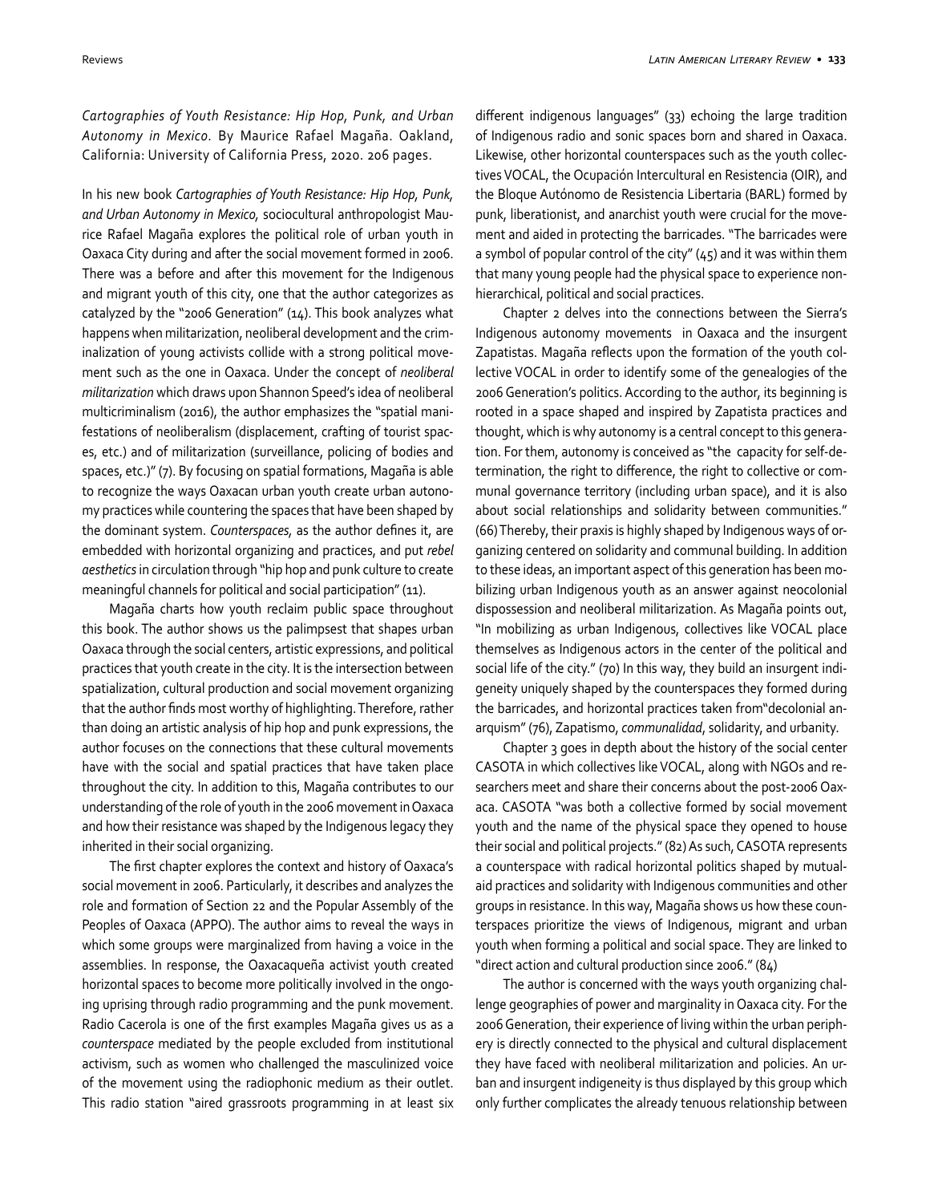*Cartographies of Youth Resistance: Hip Hop, Punk, and Urban Autonomy in Mexico*. By Maurice Rafael Magaña. Oakland, California: University of California Press, 2020. 206 pages.

In his new book *Cartographies of Youth Resistance: Hip Hop, Punk, and Urban Autonomy in Mexico,* sociocultural anthropologist Maurice Rafael Magaña explores the political role of urban youth in Oaxaca City during and after the social movement formed in 2006. There was a before and after this movement for the Indigenous and migrant youth of this city, one that the author categorizes as catalyzed by the "2006 Generation" (14). This book analyzes what happens when militarization, neoliberal development and the criminalization of young activists collide with a strong political movement such as the one in Oaxaca. Under the concept of *neoliberal militarization* which draws upon Shannon Speed's idea of neoliberal multicriminalism (2016), the author emphasizes the "spatial manifestations of neoliberalism (displacement, crafting of tourist spaces, etc.) and of militarization (surveillance, policing of bodies and spaces, etc.)" (7). By focusing on spatial formations, Magaña is able to recognize the ways Oaxacan urban youth create urban autonomy practices while countering the spaces that have been shaped by the dominant system. *Counterspaces,* as the author defines it, are embedded with horizontal organizing and practices, and put *rebel aesthetics* in circulation through "hip hop and punk culture to create meaningful channels for political and social participation" (11).

Magaña charts how youth reclaim public space throughout this book. The author shows us the palimpsest that shapes urban Oaxaca through the social centers, artistic expressions, and political practices that youth create in the city. It is the intersection between spatialization, cultural production and social movement organizing that the author finds most worthy of highlighting. Therefore, rather than doing an artistic analysis of hip hop and punk expressions, the author focuses on the connections that these cultural movements have with the social and spatial practices that have taken place throughout the city. In addition to this, Magaña contributes to our understanding of the role of youth in the 2006 movement in Oaxaca and how their resistance was shaped by the Indigenous legacy they inherited in their social organizing.

The first chapter explores the context and history of Oaxaca's social movement in 2006. Particularly, it describes and analyzes the role and formation of Section 22 and the Popular Assembly of the Peoples of Oaxaca (APPO). The author aims to reveal the ways in which some groups were marginalized from having a voice in the assemblies. In response, the Oaxacaqueña activist youth created horizontal spaces to become more politically involved in the ongoing uprising through radio programming and the punk movement. Radio Cacerola is one of the first examples Magaña gives us as a *counterspace* mediated by the people excluded from institutional activism, such as women who challenged the masculinized voice of the movement using the radiophonic medium as their outlet. This radio station "aired grassroots programming in at least six different indigenous languages" (33) echoing the large tradition of Indigenous radio and sonic spaces born and shared in Oaxaca. Likewise, other horizontal counterspaces such as the youth collectives VOCAL, the Ocupación Intercultural en Resistencia (OIR), and the Bloque Autónomo de Resistencia Libertaria (BARL) formed by punk, liberationist, and anarchist youth were crucial for the movement and aided in protecting the barricades. "The barricades were a symbol of popular control of the city" (45) and it was within them that many young people had the physical space to experience non-hierarchical, political and social practices.

Chapter 2 delves into the connections between the Sierra's Indigenous autonomy movements in Oaxaca and the insurgent Zapatistas. Magaña reflects upon the formation of the youth collective VOCAL in order to identify some of the genealogies of the 2006 Generation's politics. According to the author, its beginning is rooted in a space shaped and inspired by Zapatista practices and thought, which is why autonomy is a central concept to this generation. For them, autonomy is conceived as "the capacity for self-determination, the right to difference, the right to collective or communal governance territory (including urban space), and it is also about social relationships and solidarity between communities." (66) Thereby, their praxis is highly shaped by Indigenous ways of organizing centered on solidarity and communal building. In addition to these ideas, an important aspect of this generation has been mobilizing urban Indigenous youth as an answer against neocolonial dispossession and neoliberal militarization. As Magaña points out, "In mobilizing as urban Indigenous, collectives like VOCAL place themselves as Indigenous actors in the center of the political and social life of the city." (70) In this way, they build an insurgent indigeneity uniquely shaped by the counterspaces they formed during the barricades, and horizontal practices taken from "decolonial anarquism" (76), Zapatismo, *communalidad*, solidarity, and urbanity.

Chapter 3 goes in depth about the history of the social center CASOTA in which collectives like VOCAL, along with NGOs and researchers meet and share their concerns about the post-2006 Oaxaca. CASOTA "was both a collective formed by social movement youth and the name of the physical space they opened to house their social and political projects." (82) As such, CASOTA represents a counterspace with radical horizontal politics shaped by mutual-aid practices and solidarity with Indigenous communities and other groups in resistance. In this way, Magaña shows us how these counterspaces prioritize the views of Indigenous, migrant and urban youth when forming a political and social space. They are linked to "direct action and cultural production since 2006." (84)

The author is concerned with the ways youth organizing challenge geographies of power and marginality in Oaxaca city. For the 2006 Generation, their experience of living within the urban periphery is directly connected to the physical and cultural displacement they have faced with neoliberal militarization and policies. An urban and insurgent indigeneity is thus displayed by this group which only further complicates the already tenuous relationship between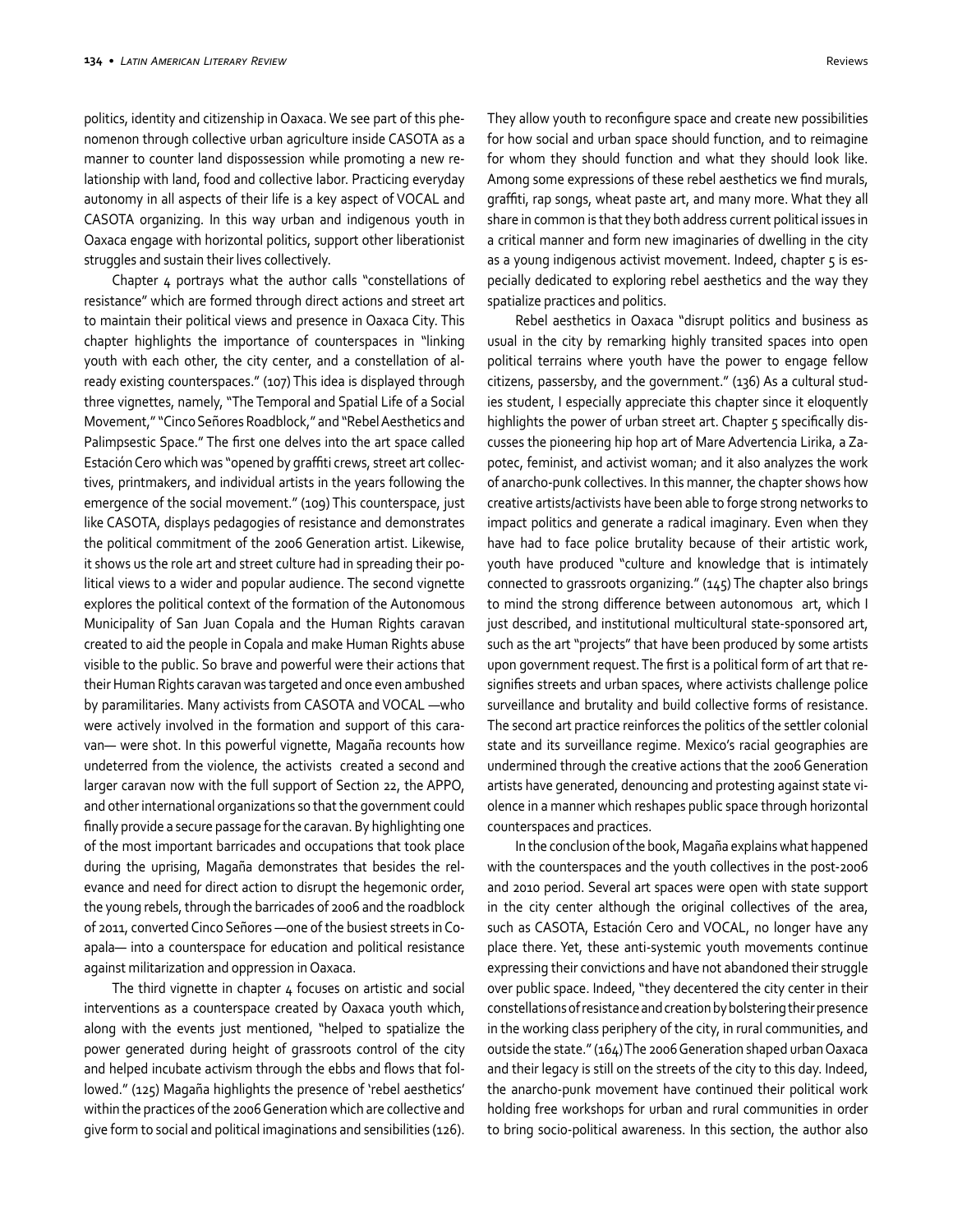politics, identity and citizenship in Oaxaca. We see part of this phenomenon through collective urban agriculture inside CASOTA as a manner to counter land dispossession while promoting a new relationship with land, food and collective labor. Practicing everyday autonomy in all aspects of their life is a key aspect of VOCAL and CASOTA organizing. In this way urban and indigenous youth in Oaxaca engage with horizontal politics, support other liberationist struggles and sustain their lives collectively.

Chapter 4 portrays what the author calls "constellations of resistance" which are formed through direct actions and street art to maintain their political views and presence in Oaxaca City. This chapter highlights the importance of counterspaces in "linking youth with each other, the city center, and a constellation of already existing counterspaces." (107) This idea is displayed through three vignettes, namely, "The Temporal and Spatial Life of a Social Movement," "Cinco Señores Roadblock," and "Rebel Aesthetics and Palimpsestic Space." The first one delves into the art space called Estación Cero which was "opened by graffiti crews, street art collectives, printmakers, and individual artists in the years following the emergence of the social movement." (109) This counterspace, just like CASOTA, displays pedagogies of resistance and demonstrates the political commitment of the 2006 Generation artist. Likewise, it shows us the role art and street culture had in spreading their political views to a wider and popular audience. The second vignette explores the political context of the formation of the Autonomous Municipality of San Juan Copala and the Human Rights caravan created to aid the people in Copala and make Human Rights abuse visible to the public. So brave and powerful were their actions that their Human Rights caravan was targeted and once even ambushed by paramilitaries. Many activists from CASOTA and VOCAL —who were actively involved in the formation and support of this caravan— were shot. In this powerful vignette, Magaña recounts how undeterred from the violence, the activists created a second and larger caravan now with the full support of Section 22, the APPO, and other international organizations so that the government could finally provide a secure passage for the caravan. By highlighting one of the most important barricades and occupations that took place during the uprising, Magaña demonstrates that besides the relevance and need for direct action to disrupt the hegemonic order, the young rebels, through the barricades of 2006 and the roadblock of 2011, converted Cinco Señores —one of the busiest streets in Coapala— into a counterspace for education and political resistance against militarization and oppression in Oaxaca.

The third vignette in chapter 4 focuses on artistic and social interventions as a counterspace created by Oaxaca youth which, along with the events just mentioned, "helped to spatialize the power generated during height of grassroots control of the city and helped incubate activism through the ebbs and flows that followed." (125) Magaña highlights the presence of 'rebel aesthetics' within the practices of the 2006 Generation which are collective and give form to social and political imaginations and sensibilities (126). They allow youth to reconfigure space and create new possibilities for how social and urban space should function, and to reimagine for whom they should function and what they should look like. Among some expressions of these rebel aesthetics we find murals, graffiti, rap songs, wheat paste art, and many more. What they all share in common is that they both address current political issues in a critical manner and form new imaginaries of dwelling in the city as a young indigenous activist movement. Indeed, chapter 5 is especially dedicated to exploring rebel aesthetics and the way they spatialize practices and politics.

Rebel aesthetics in Oaxaca "disrupt politics and business as usual in the city by remarking highly transited spaces into open political terrains where youth have the power to engage fellow citizens, passersby, and the government." (136) As a cultural studies student, I especially appreciate this chapter since it eloquently highlights the power of urban street art. Chapter 5 specifically discusses the pioneering hip hop art of Mare Advertencia Lirika, a Zapotec, feminist, and activist woman; and it also analyzes the work of anarcho-punk collectives. In this manner, the chapter shows how creative artists/activists have been able to forge strong networks to impact politics and generate a radical imaginary. Even when they have had to face police brutality because of their artistic work, youth have produced "culture and knowledge that is intimately connected to grassroots organizing." (145) The chapter also brings to mind the strong difference between autonomous art, which I just described, and institutional multicultural state-sponsored art, such as the art "projects" that have been produced by some artists upon government request. The first is a political form of art that resignifies streets and urban spaces, where activists challenge police surveillance and brutality and build collective forms of resistance. The second art practice reinforces the politics of the settler colonial state and its surveillance regime. Mexico's racial geographies are undermined through the creative actions that the 2006 Generation artists have generated, denouncing and protesting against state violence in a manner which reshapes public space through horizontal counterspaces and practices.

In the conclusion of the book, Magaña explains what happened with the counterspaces and the youth collectives in the post-2006 and 2010 period. Several art spaces were open with state support in the city center although the original collectives of the area, such as CASOTA, Estación Cero and VOCAL, no longer have any place there. Yet, these anti-systemic youth movements continue expressing their convictions and have not abandoned their struggle over public space. Indeed, "they decentered the city center in their constellations of resistance and creation by bolstering their presence in the working class periphery of the city, in rural communities, and outside the state." (164) The 2006 Generation shaped urban Oaxaca and their legacy is still on the streets of the city to this day. Indeed, the anarcho-punk movement have continued their political work holding free workshops for urban and rural communities in order to bring socio-political awareness. In this section, the author also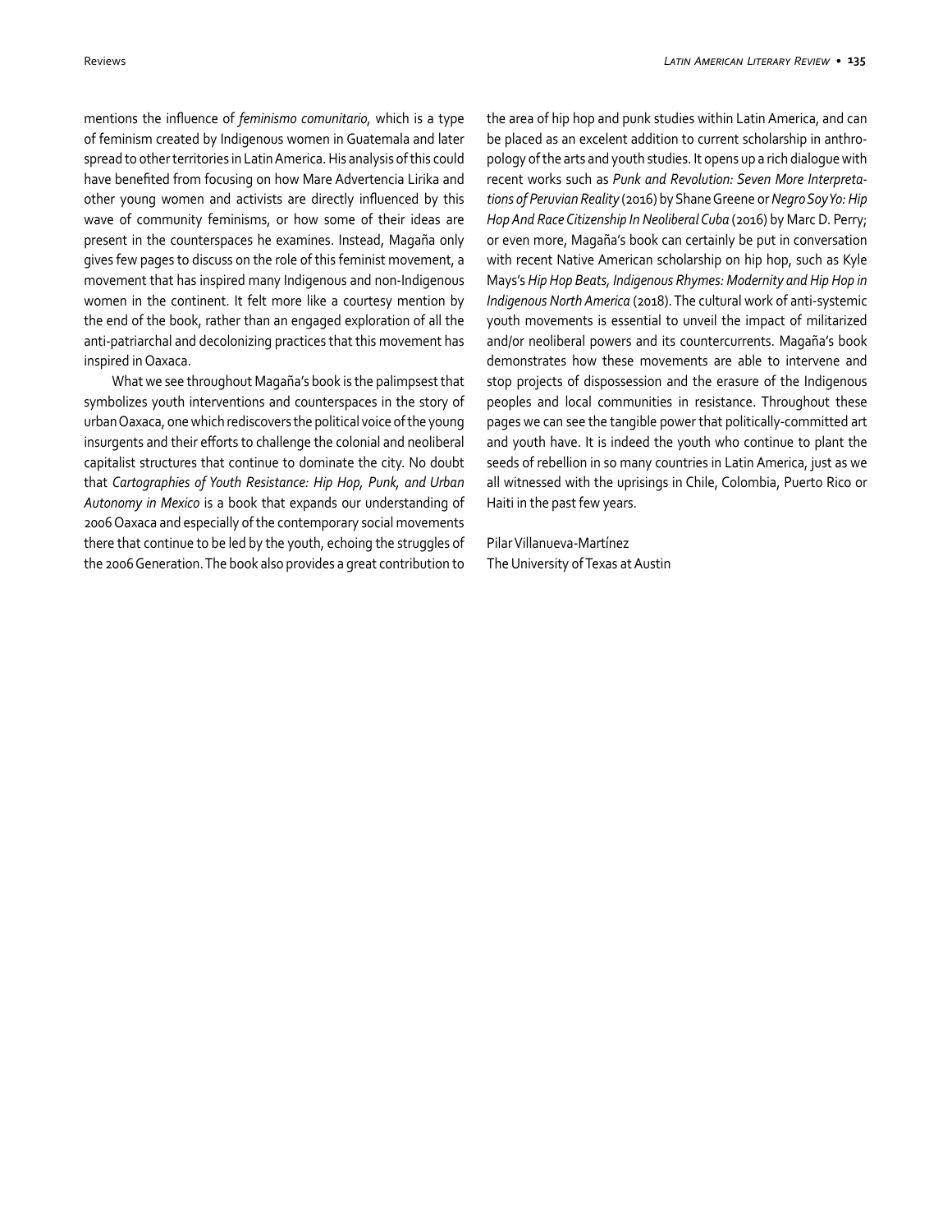mentions the influence of *feminismo comunitario,* which is a type of feminism created by Indigenous women in Guatemala and later spread to other territories in Latin America. His analysis of this could have benefited from focusing on how Mare Advertencia Lirika and other young women and activists are directly influenced by this wave of community feminisms, or how some of their ideas are present in the counterspaces he examines. Instead, Magaña only gives few pages to discuss on the role of this feminist movement, a movement that has inspired many Indigenous and non-Indigenous women in the continent. It felt more like a courtesy mention by the end of the book, rather than an engaged exploration of all the anti-patriarchal and decolonizing practices that this movement has inspired in Oaxaca.

What we see throughout Magaña's book is the palimpsest that symbolizes youth interventions and counterspaces in the story of urban Oaxaca, one which rediscovers the political voice of the young insurgents and their efforts to challenge the colonial and neoliberal capitalist structures that continue to dominate the city. No doubt that *Cartographies of Youth Resistance: Hip Hop, Punk, and Urban Autonomy in Mexico* is a book that expands our understanding of 2006 Oaxaca and especially of the contemporary social movements there that continue to be led by the youth, echoing the struggles of the 2006 Generation. The book also provides a great contribution to the area of hip hop and punk studies within Latin America, and can be placed as an excelent addition to current scholarship in anthropology of the arts and youth studies. It opens up a rich dialogue with recent works such as *Punk and Revolution: Seven More Interpretations of Peruvian Reality* (2016) by Shane Greene or *Negro Soy Yo: Hip Hop And Race Citizenship In Neoliberal Cuba* (2016) by Marc D. Perry; or even more, Magaña's book can certainly be put in conversation with recent Native American scholarship on hip hop, such as Kyle Mays's *Hip Hop Beats, Indigenous Rhymes: Modernity and Hip Hop in Indigenous North America* (2018). The cultural work of anti-systemic youth movements is essential to unveil the impact of militarized and/or neoliberal powers and its countercurrents. Magaña's book demonstrates how these movements are able to intervene and stop projects of dispossession and the erasure of the Indigenous peoples and local communities in resistance. Throughout these pages we can see the tangible power that politically-committed art and youth have. It is indeed the youth who continue to plant the seeds of rebellion in so many countries in Latin America, just as we all witnessed with the uprisings in Chile, Colombia, Puerto Rico or Haiti in the past few years.

Pilar Villanueva-Martínez
The University of Texas at Austin